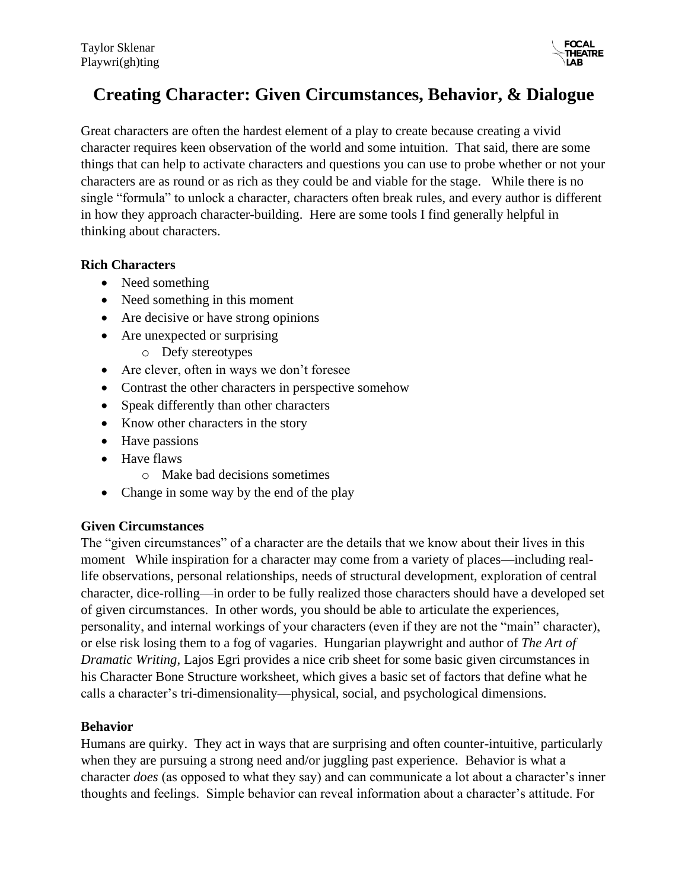Taylor Sklenar
Playwri(gh)ting

# Creating Character: Given Circumstances, Behavior, & Dialogue

Great characters are often the hardest element of a play to create because creating a vivid character requires keen observation of the world and some intuition. That said, there are some things that can help to activate characters and questions you can use to probe whether or not your characters are as round or as rich as they could be and viable for the stage. While there is no single "formula" to unlock a character, characters often break rules, and every author is different in how they approach character-building. Here are some tools I find generally helpful in thinking about characters.

**Rich Characters**

- Need something
- Need something in this moment
- Are decisive or have strong opinions
- Are unexpected or surprising
  - Defy stereotypes
- Are clever, often in ways we don't foresee
- Contrast the other characters in perspective somehow
- Speak differently than other characters
- Know other characters in the story
- Have passions
- Have flaws
  - Make bad decisions sometimes
- Change in some way by the end of the play

**Given Circumstances**

The "given circumstances" of a character are the details that we know about their lives in this moment While inspiration for a character may come from a variety of places—including real-life observations, personal relationships, needs of structural development, exploration of central character, dice-rolling—in order to be fully realized those characters should have a developed set of given circumstances. In other words, you should be able to articulate the experiences, personality, and internal workings of your characters (even if they are not the "main" character), or else risk losing them to a fog of vagaries. Hungarian playwright and author of *The Art of Dramatic Writing,* Lajos Egri provides a nice crib sheet for some basic given circumstances in his Character Bone Structure worksheet, which gives a basic set of factors that define what he calls a character's tri-dimensionality—physical, social, and psychological dimensions.

**Behavior**

Humans are quirky. They act in ways that are surprising and often counter-intuitive, particularly when they are pursuing a strong need and/or juggling past experience. Behavior is what a character *does* (as opposed to what they say) and can communicate a lot about a character's inner thoughts and feelings. Simple behavior can reveal information about a character's attitude. For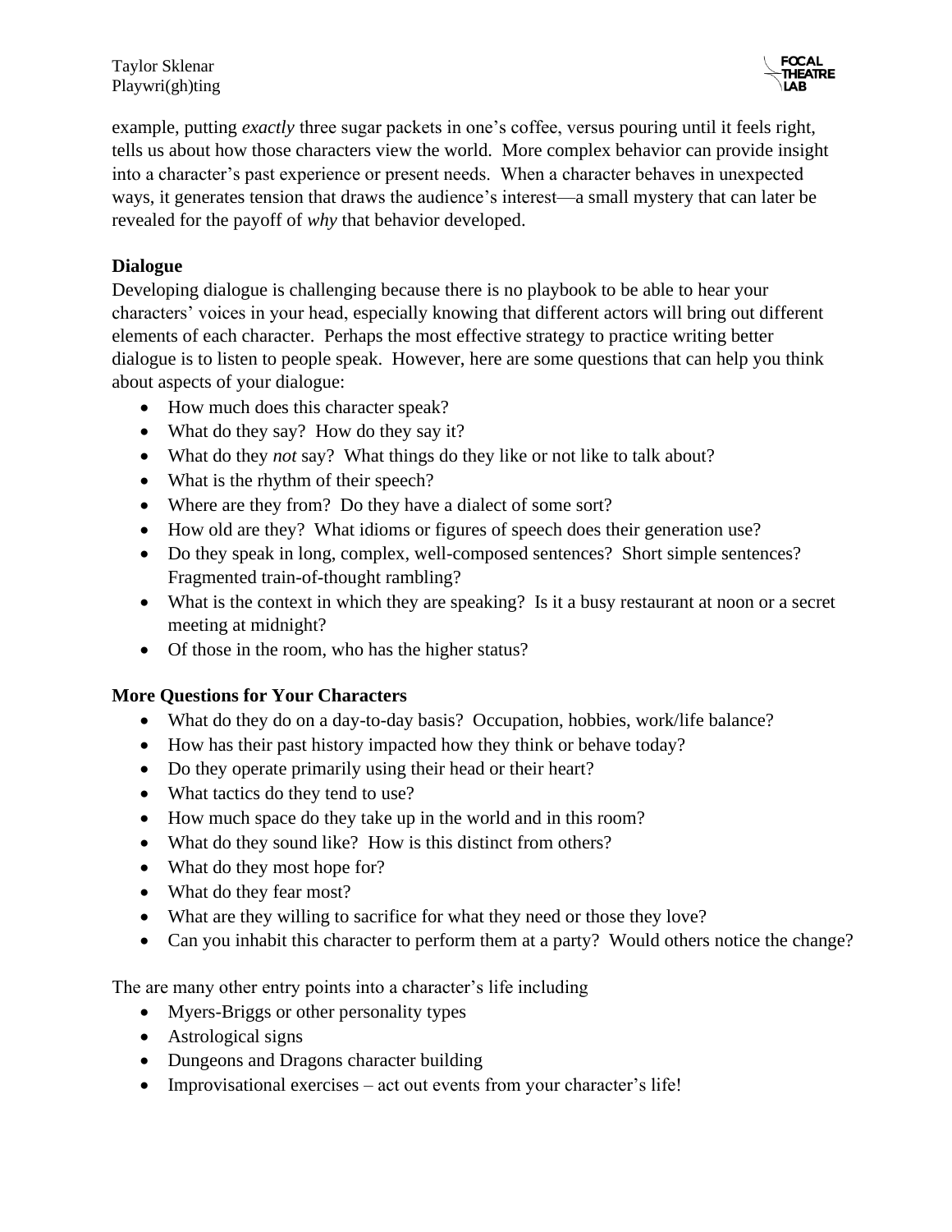example, putting *exactly* three sugar packets in one's coffee, versus pouring until it feels right, tells us about how those characters view the world. More complex behavior can provide insight into a character's past experience or present needs. When a character behaves in unexpected ways, it generates tension that draws the audience's interest—a small mystery that can later be revealed for the payoff of *why* that behavior developed.

**Dialogue**

Developing dialogue is challenging because there is no playbook to be able to hear your characters' voices in your head, especially knowing that different actors will bring out different elements of each character. Perhaps the most effective strategy to practice writing better dialogue is to listen to people speak. However, here are some questions that can help you think about aspects of your dialogue:

- How much does this character speak?
- What do they say? How do they say it?
- What do they *not* say? What things do they like or not like to talk about?
- What is the rhythm of their speech?
- Where are they from? Do they have a dialect of some sort?
- How old are they? What idioms or figures of speech does their generation use?
- Do they speak in long, complex, well-composed sentences? Short simple sentences? Fragmented train-of-thought rambling?
- What is the context in which they are speaking? Is it a busy restaurant at noon or a secret meeting at midnight?
- Of those in the room, who has the higher status?

**More Questions for Your Characters**

- What do they do on a day-to-day basis? Occupation, hobbies, work/life balance?
- How has their past history impacted how they think or behave today?
- Do they operate primarily using their head or their heart?
- What tactics do they tend to use?
- How much space do they take up in the world and in this room?
- What do they sound like? How is this distinct from others?
- What do they most hope for?
- What do they fear most?
- What are they willing to sacrifice for what they need or those they love?
- Can you inhabit this character to perform them at a party? Would others notice the change?

The are many other entry points into a character's life including

- Myers-Briggs or other personality types
- Astrological signs
- Dungeons and Dragons character building
- Improvisational exercises – act out events from your character's life!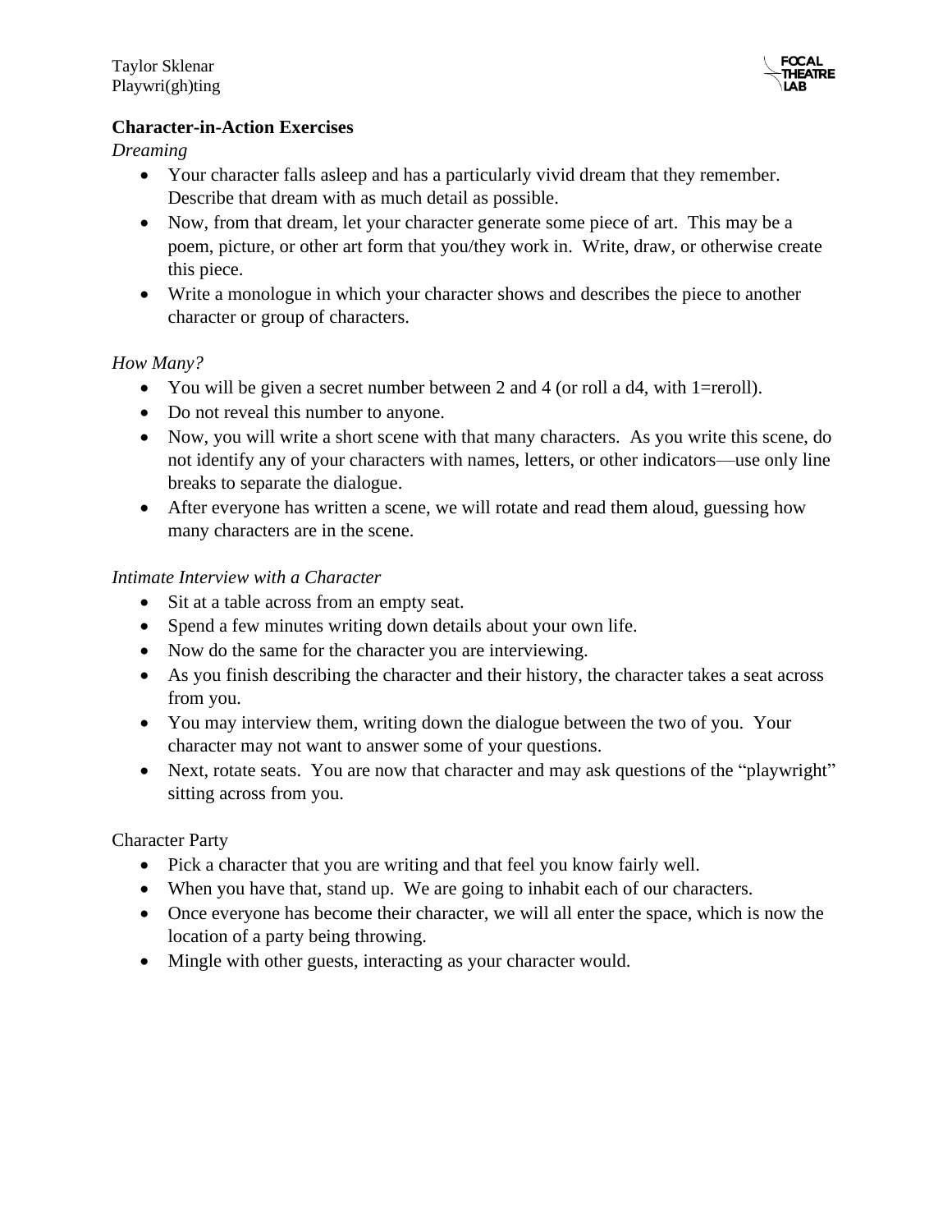## Character-in-Action Exercises

*Dreaming*

- Your character falls asleep and has a particularly vivid dream that they remember. Describe that dream with as much detail as possible.
- Now, from that dream, let your character generate some piece of art. This may be a poem, picture, or other art form that you/they work in. Write, draw, or otherwise create this piece.
- Write a monologue in which your character shows and describes the piece to another character or group of characters.

*How Many?*

- You will be given a secret number between 2 and 4 (or roll a d4, with 1=reroll).
- Do not reveal this number to anyone.
- Now, you will write a short scene with that many characters. As you write this scene, do not identify any of your characters with names, letters, or other indicators—use only line breaks to separate the dialogue.
- After everyone has written a scene, we will rotate and read them aloud, guessing how many characters are in the scene.

*Intimate Interview with a Character*

- Sit at a table across from an empty seat.
- Spend a few minutes writing down details about your own life.
- Now do the same for the character you are interviewing.
- As you finish describing the character and their history, the character takes a seat across from you.
- You may interview them, writing down the dialogue between the two of you. Your character may not want to answer some of your questions.
- Next, rotate seats. You are now that character and may ask questions of the "playwright" sitting across from you.

Character Party

- Pick a character that you are writing and that feel you know fairly well.
- When you have that, stand up. We are going to inhabit each of our characters.
- Once everyone has become their character, we will all enter the space, which is now the location of a party being throwing.
- Mingle with other guests, interacting as your character would.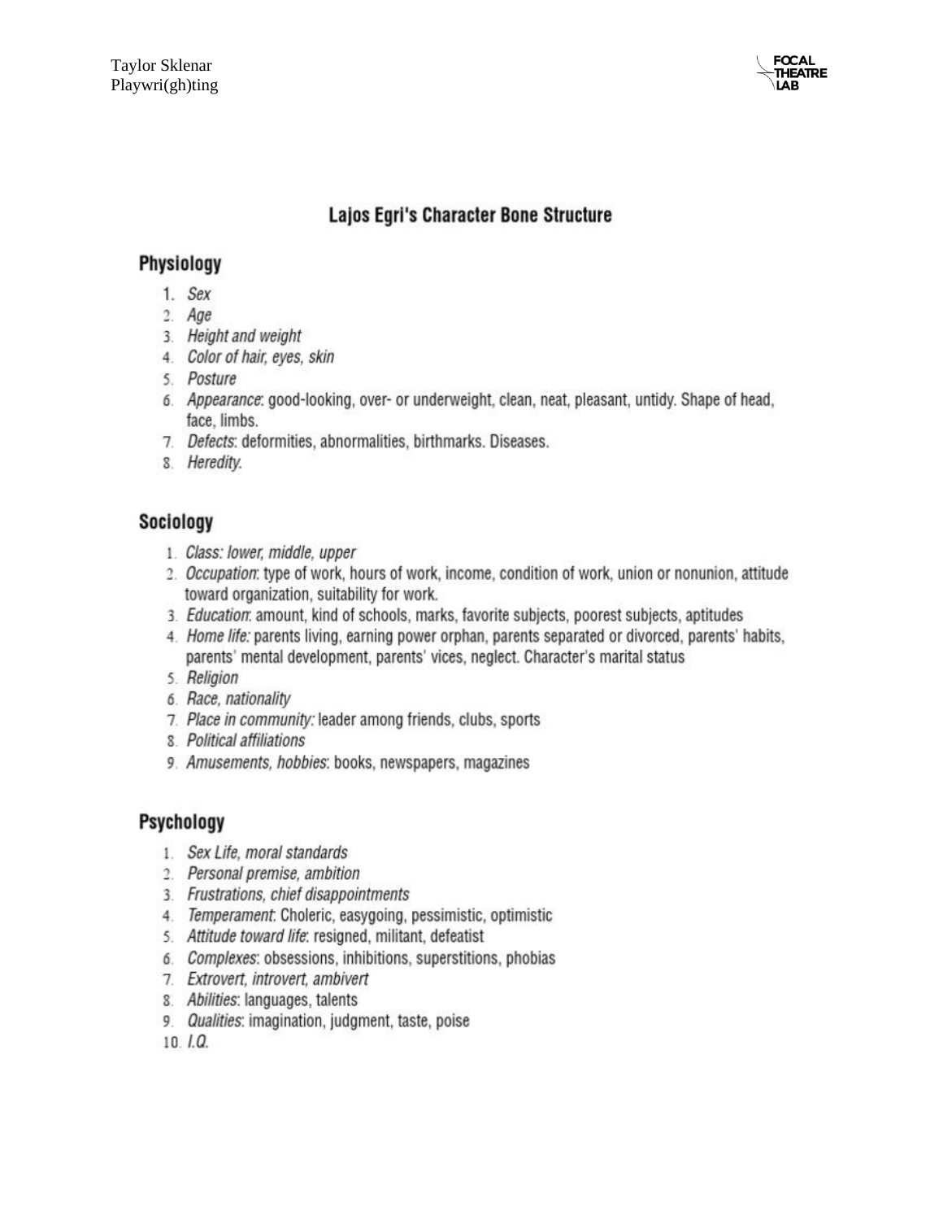## Lajos Egri's Character Bone Structure

### Physiology

1. *Sex*
2. *Age*
3. *Height and weight*
4. *Color of hair, eyes, skin*
5. *Posture*
6. *Appearance*: good-looking, over- or underweight, clean, neat, pleasant, untidy. Shape of head, face, limbs.
7. *Defects*: deformities, abnormalities, birthmarks. Diseases.
8. *Heredity.*

### Sociology

1. *Class: lower, middle, upper*
2. *Occupation*: type of work, hours of work, income, condition of work, union or nonunion, attitude toward organization, suitability for work.
3. *Education*: amount, kind of schools, marks, favorite subjects, poorest subjects, aptitudes
4. *Home life:* parents living, earning power orphan, parents separated or divorced, parents' habits, parents' mental development, parents' vices, neglect. Character's marital status
5. *Religion*
6. *Race, nationality*
7. *Place in community:* leader among friends, clubs, sports
8. *Political affiliations*
9. *Amusements, hobbies*: books, newspapers, magazines

### Psychology

1. *Sex Life, moral standards*
2. *Personal premise, ambition*
3. *Frustrations, chief disappointments*
4. *Temperament*: Choleric, easygoing, pessimistic, optimistic
5. *Attitude toward life*: resigned, militant, defeatist
6. *Complexes*: obsessions, inhibitions, superstitions, phobias
7. *Extrovert, introvert, ambivert*
8. *Abilities*: languages, talents
9. *Qualities*: imagination, judgment, taste, poise
10. *I.Q.*